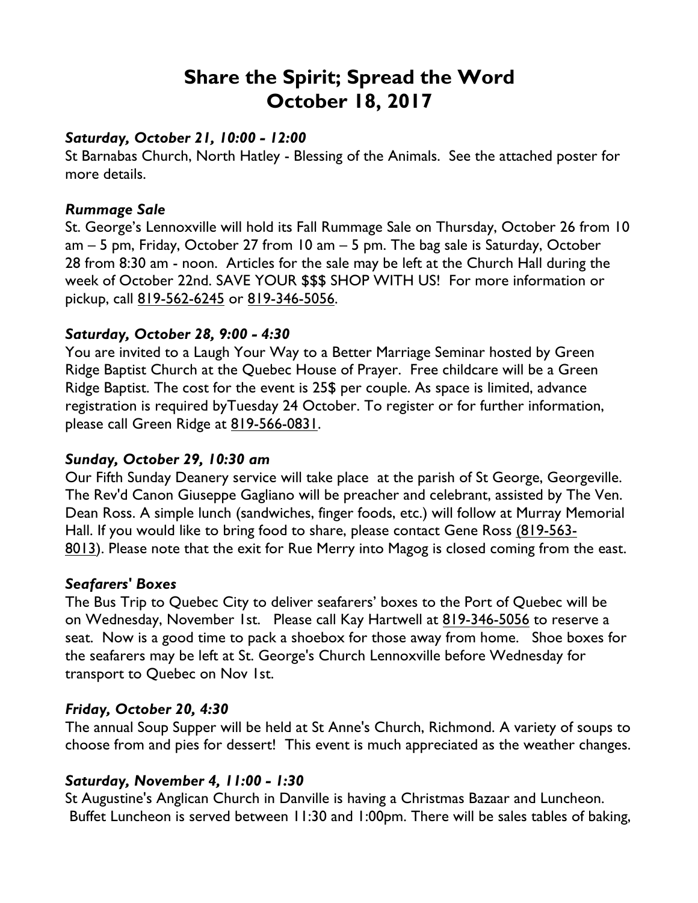# Share the Spirit; Spread the Word
# October 18, 2017

***Saturday, October 21, 10:00 - 12:00***

St Barnabas Church, North Hatley - Blessing of the Animals. See the attached poster for more details.

***Rummage Sale***

St. George's Lennoxville will hold its Fall Rummage Sale on Thursday, October 26 from 10 am – 5 pm, Friday, October 27 from 10 am – 5 pm. The bag sale is Saturday, October 28 from 8:30 am - noon. Articles for the sale may be left at the Church Hall during the week of October 22nd. SAVE YOUR $$$ SHOP WITH US! For more information or pickup, call 819-562-6245 or 819-346-5056.

***Saturday, October 28, 9:00 - 4:30***

You are invited to a Laugh Your Way to a Better Marriage Seminar hosted by Green Ridge Baptist Church at the Quebec House of Prayer. Free childcare will be a Green Ridge Baptist. The cost for the event is 25$ per couple. As space is limited, advance registration is required byTuesday 24 October. To register or for further information, please call Green Ridge at 819-566-0831.

***Sunday, October 29, 10:30 am***

Our Fifth Sunday Deanery service will take place at the parish of St George, Georgeville. The Rev'd Canon Giuseppe Gagliano will be preacher and celebrant, assisted by The Ven. Dean Ross. A simple lunch (sandwiches, finger foods, etc.) will follow at Murray Memorial Hall. If you would like to bring food to share, please contact Gene Ross (819-563-8013). Please note that the exit for Rue Merry into Magog is closed coming from the east.

***Seafarers' Boxes***

The Bus Trip to Quebec City to deliver seafarers' boxes to the Port of Quebec will be on Wednesday, November 1st. Please call Kay Hartwell at 819-346-5056 to reserve a seat. Now is a good time to pack a shoebox for those away from home. Shoe boxes for the seafarers may be left at St. George's Church Lennoxville before Wednesday for transport to Quebec on Nov 1st.

***Friday, October 20, 4:30***

The annual Soup Supper will be held at St Anne's Church, Richmond. A variety of soups to choose from and pies for dessert! This event is much appreciated as the weather changes.

***Saturday, November 4, 11:00 - 1:30***

St Augustine's Anglican Church in Danville is having a Christmas Bazaar and Luncheon. Buffet Luncheon is served between 11:30 and 1:00pm. There will be sales tables of baking,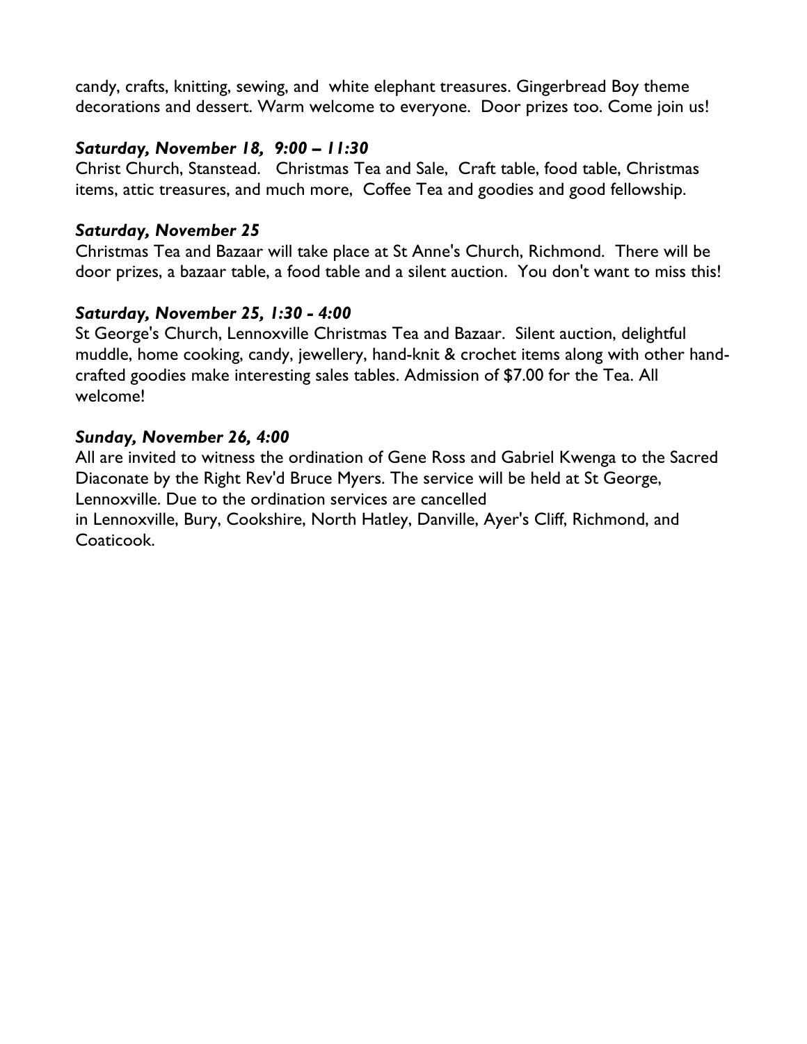candy, crafts, knitting, sewing, and white elephant treasures. Gingerbread Boy theme decorations and dessert. Warm welcome to everyone. Door prizes too. Come join us!

***Saturday, November 18, 9:00 – 11:30***

Christ Church, Stanstead. Christmas Tea and Sale, Craft table, food table, Christmas items, attic treasures, and much more, Coffee Tea and goodies and good fellowship.

***Saturday, November 25***

Christmas Tea and Bazaar will take place at St Anne's Church, Richmond. There will be door prizes, a bazaar table, a food table and a silent auction. You don't want to miss this!

***Saturday, November 25, 1:30 - 4:00***

St George's Church, Lennoxville Christmas Tea and Bazaar. Silent auction, delightful muddle, home cooking, candy, jewellery, hand-knit & crochet items along with other hand-crafted goodies make interesting sales tables. Admission of $7.00 for the Tea. All welcome!

***Sunday, November 26, 4:00***

All are invited to witness the ordination of Gene Ross and Gabriel Kwenga to the Sacred Diaconate by the Right Rev'd Bruce Myers. The service will be held at St George, Lennoxville. Due to the ordination services are cancelled
in Lennoxville, Bury, Cookshire, North Hatley, Danville, Ayer's Cliff, Richmond, and Coaticook.